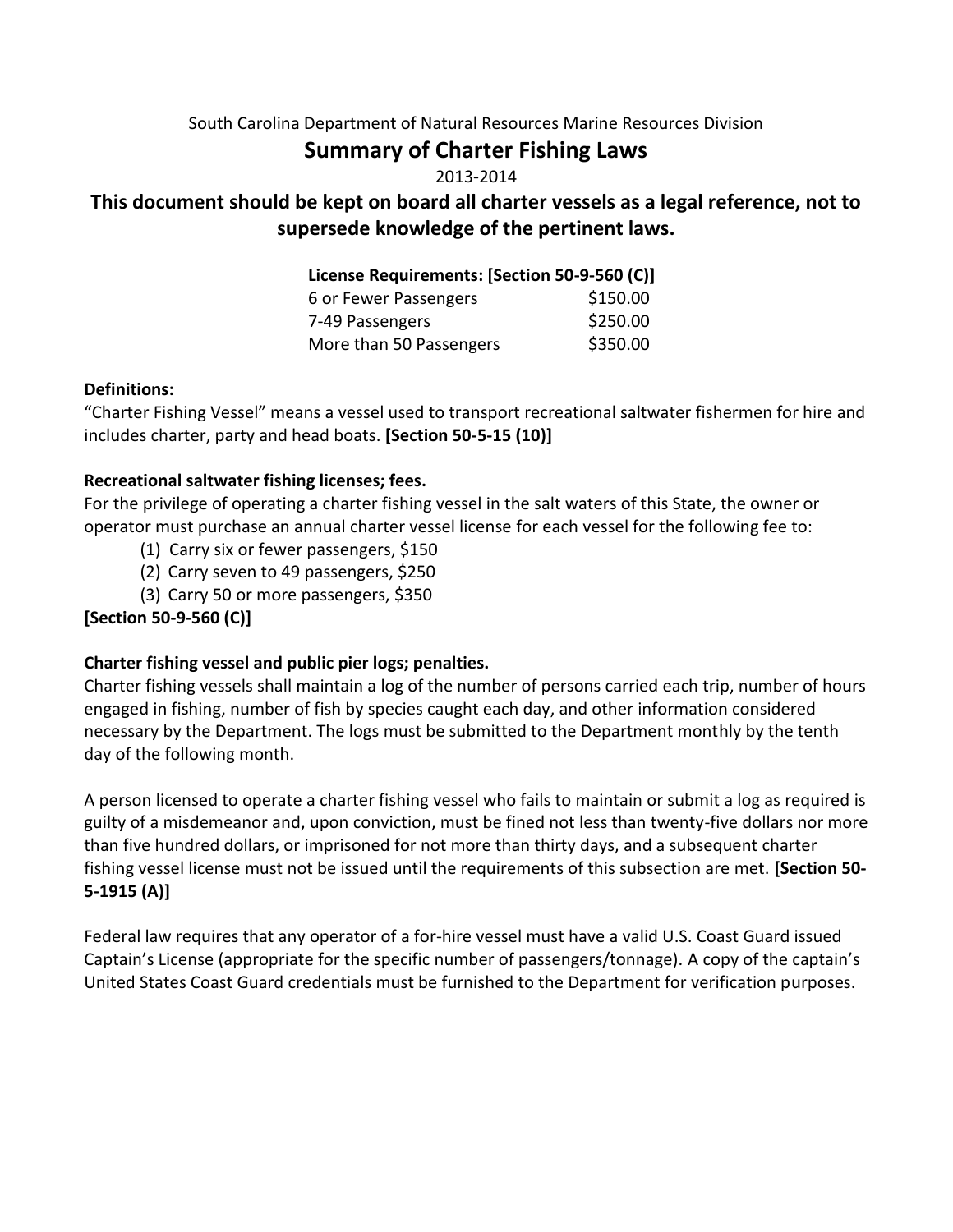South Carolina Department of Natural Resources Marine Resources Division

# Summary of Charter Fishing Laws

2013-2014

## This document should be kept on board all charter vessels as a legal reference, not to supersede knowledge of the pertinent laws.

| **License Requirements: [Section 50-9-560 (C)]** | |
|---|---|
| 6 or Fewer Passengers | $150.00 |
| 7-49 Passengers | $250.00 |
| More than 50 Passengers | $350.00 |

**Definitions:**

"Charter Fishing Vessel" means a vessel used to transport recreational saltwater fishermen for hire and includes charter, party and head boats. **[Section 50-5-15 (10)]**

**Recreational saltwater fishing licenses; fees.**

For the privilege of operating a charter fishing vessel in the salt waters of this State, the owner or operator must purchase an annual charter vessel license for each vessel for the following fee to:

(1) Carry six or fewer passengers, $150

(2) Carry seven to 49 passengers, $250

(3) Carry 50 or more passengers, $350

**[Section 50-9-560 (C)]**

**Charter fishing vessel and public pier logs; penalties.**

Charter fishing vessels shall maintain a log of the number of persons carried each trip, number of hours engaged in fishing, number of fish by species caught each day, and other information considered necessary by the Department. The logs must be submitted to the Department monthly by the tenth day of the following month.

A person licensed to operate a charter fishing vessel who fails to maintain or submit a log as required is guilty of a misdemeanor and, upon conviction, must be fined not less than twenty-five dollars nor more than five hundred dollars, or imprisoned for not more than thirty days, and a subsequent charter fishing vessel license must not be issued until the requirements of this subsection are met. **[Section 50-5-1915 (A)]**

Federal law requires that any operator of a for-hire vessel must have a valid U.S. Coast Guard issued Captain's License (appropriate for the specific number of passengers/tonnage). A copy of the captain's United States Coast Guard credentials must be furnished to the Department for verification purposes.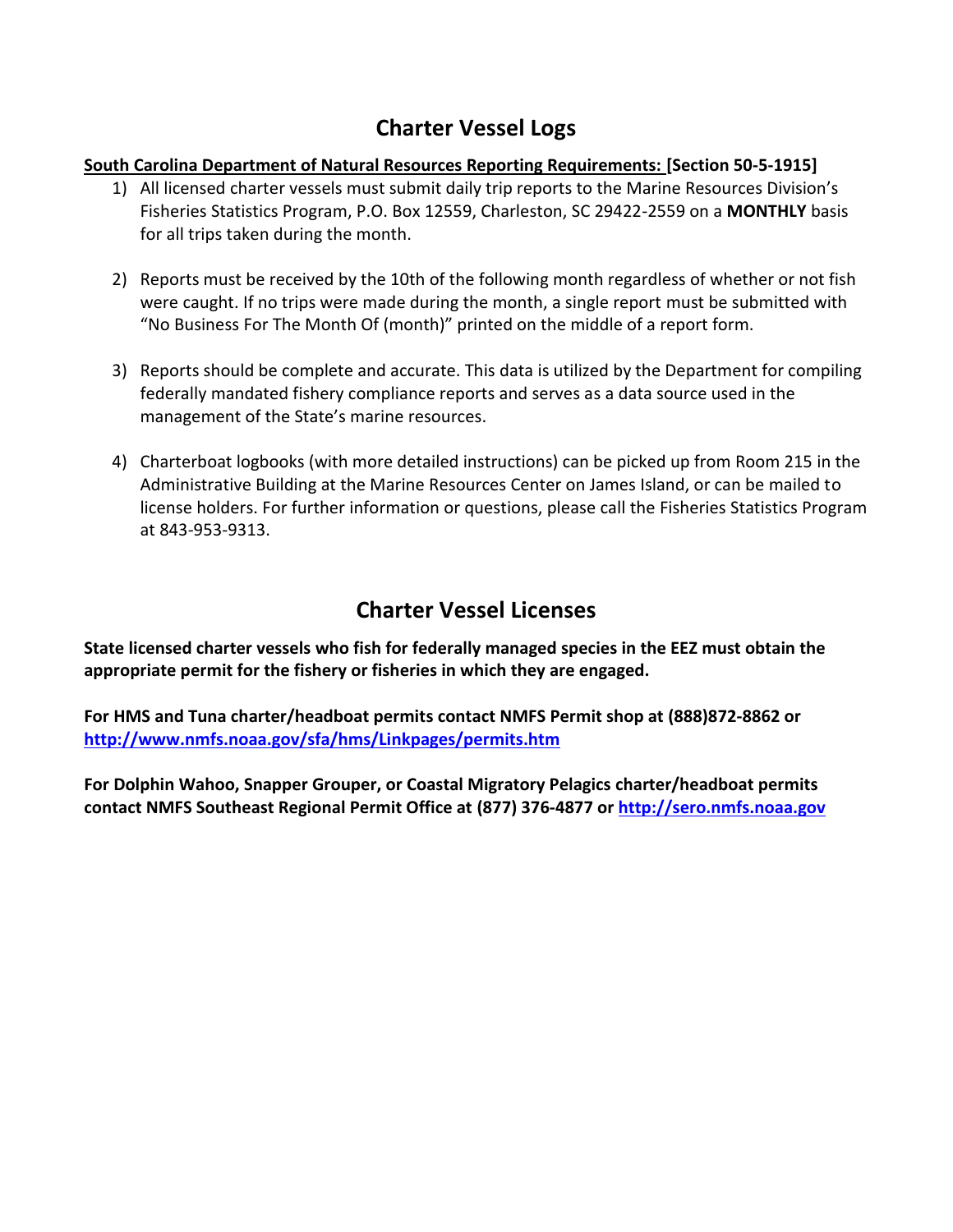# Charter Vessel Logs

**South Carolina Department of Natural Resources Reporting Requirements: [Section 50-5-1915]**

1) All licensed charter vessels must submit daily trip reports to the Marine Resources Division's Fisheries Statistics Program, P.O. Box 12559, Charleston, SC 29422-2559 on a **MONTHLY** basis for all trips taken during the month.

2) Reports must be received by the 10th of the following month regardless of whether or not fish were caught. If no trips were made during the month, a single report must be submitted with "No Business For The Month Of (month)" printed on the middle of a report form.

3) Reports should be complete and accurate. This data is utilized by the Department for compiling federally mandated fishery compliance reports and serves as a data source used in the management of the State's marine resources.

4) Charterboat logbooks (with more detailed instructions) can be picked up from Room 215 in the Administrative Building at the Marine Resources Center on James Island, or can be mailed to license holders. For further information or questions, please call the Fisheries Statistics Program at 843-953-9313.

# Charter Vessel Licenses

**State licensed charter vessels who fish for federally managed species in the EEZ must obtain the appropriate permit for the fishery or fisheries in which they are engaged.**

**For HMS and Tuna charter/headboat permits contact NMFS Permit shop at (888)872-8862 or [http://www.nmfs.noaa.gov/sfa/hms/Linkpages/permits.htm](http://www.nmfs.noaa.gov/sfa/hms/Linkpages/permits.htm)**

**For Dolphin Wahoo, Snapper Grouper, or Coastal Migratory Pelagics charter/headboat permits contact NMFS Southeast Regional Permit Office at (877) 376-4877 or [http://sero.nmfs.noaa.gov](http://sero.nmfs.noaa.gov)**